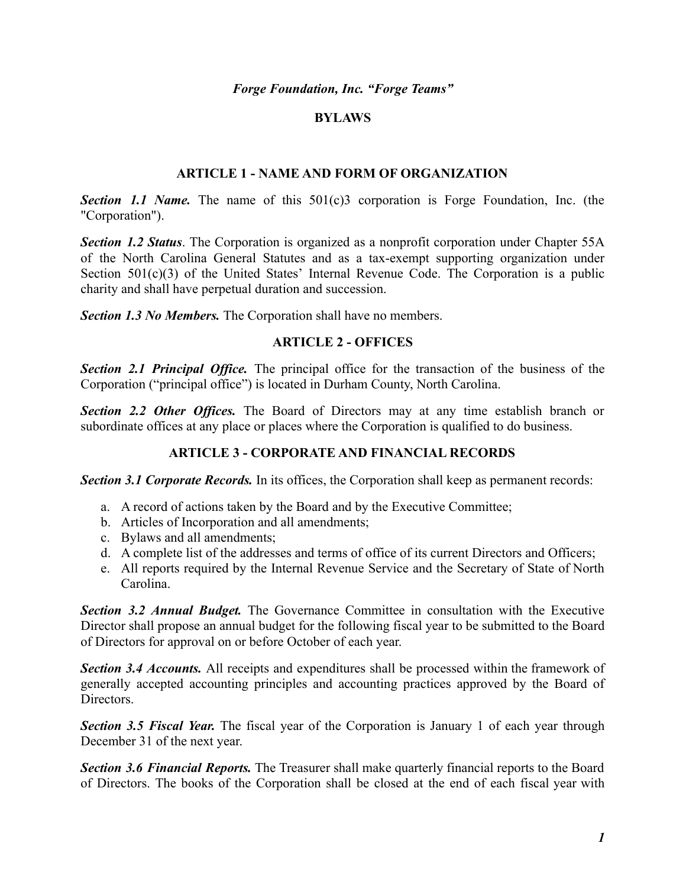*Forge Foundation, Inc. "Forge Teams"*

**BYLAWS**

## ARTICLE 1 - NAME AND FORM OF ORGANIZATION

***Section 1.1 Name.*** The name of this 501(c)3 corporation is Forge Foundation, Inc. (the "Corporation").

***Section 1.2 Status***. The Corporation is organized as a nonprofit corporation under Chapter 55A of the North Carolina General Statutes and as a tax-exempt supporting organization under Section 501(c)(3) of the United States' Internal Revenue Code. The Corporation is a public charity and shall have perpetual duration and succession.

***Section 1.3 No Members.*** The Corporation shall have no members.

## ARTICLE 2 - OFFICES

***Section 2.1 Principal Office.*** The principal office for the transaction of the business of the Corporation ("principal office") is located in Durham County, North Carolina.

***Section 2.2 Other Offices.*** The Board of Directors may at any time establish branch or subordinate offices at any place or places where the Corporation is qualified to do business.

## ARTICLE 3 - CORPORATE AND FINANCIAL RECORDS

***Section 3.1 Corporate Records.*** In its offices, the Corporation shall keep as permanent records:

a. A record of actions taken by the Board and by the Executive Committee;
b. Articles of Incorporation and all amendments;
c. Bylaws and all amendments;
d. A complete list of the addresses and terms of office of its current Directors and Officers;
e. All reports required by the Internal Revenue Service and the Secretary of State of North Carolina.

***Section 3.2 Annual Budget.*** The Governance Committee in consultation with the Executive Director shall propose an annual budget for the following fiscal year to be submitted to the Board of Directors for approval on or before October of each year.

***Section 3.4 Accounts.*** All receipts and expenditures shall be processed within the framework of generally accepted accounting principles and accounting practices approved by the Board of Directors.

***Section 3.5 Fiscal Year.*** The fiscal year of the Corporation is January 1 of each year through December 31 of the next year.

***Section 3.6 Financial Reports.*** The Treasurer shall make quarterly financial reports to the Board of Directors. The books of the Corporation shall be closed at the end of each fiscal year with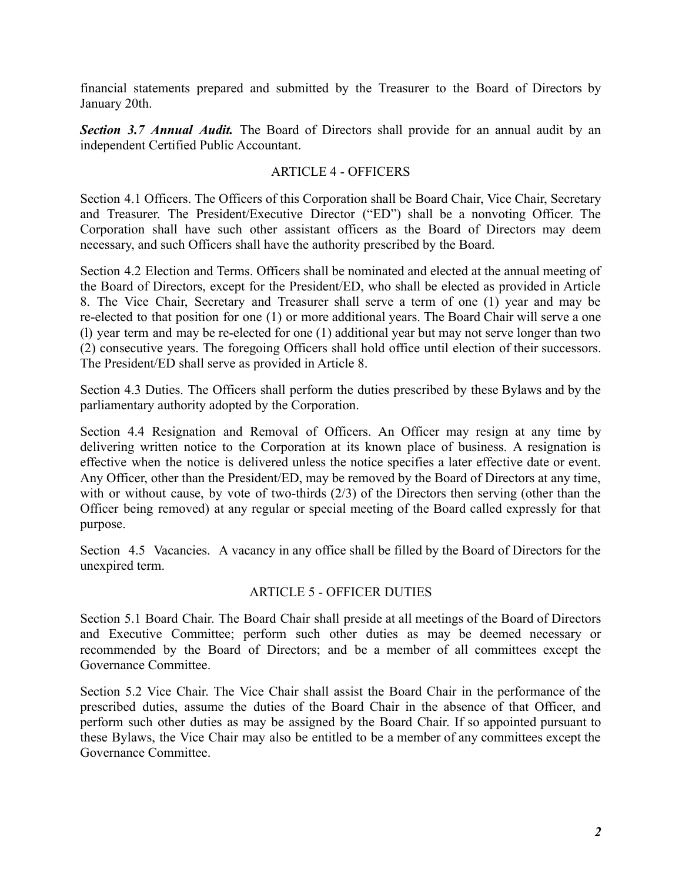financial statements prepared and submitted by the Treasurer to the Board of Directors by January 20th.

***Section 3.7 Annual Audit.*** The Board of Directors shall provide for an annual audit by an independent Certified Public Accountant.

## ARTICLE 4 - OFFICERS

Section 4.1 Officers. The Officers of this Corporation shall be Board Chair, Vice Chair, Secretary and Treasurer. The President/Executive Director ("ED") shall be a nonvoting Officer. The Corporation shall have such other assistant officers as the Board of Directors may deem necessary, and such Officers shall have the authority prescribed by the Board.

Section 4.2 Election and Terms. Officers shall be nominated and elected at the annual meeting of the Board of Directors, except for the President/ED, who shall be elected as provided in Article 8. The Vice Chair, Secretary and Treasurer shall serve a term of one (1) year and may be re-elected to that position for one (1) or more additional years. The Board Chair will serve a one (l) year term and may be re-elected for one (1) additional year but may not serve longer than two (2) consecutive years. The foregoing Officers shall hold office until election of their successors. The President/ED shall serve as provided in Article 8.

Section 4.3 Duties. The Officers shall perform the duties prescribed by these Bylaws and by the parliamentary authority adopted by the Corporation.

Section 4.4 Resignation and Removal of Officers. An Officer may resign at any time by delivering written notice to the Corporation at its known place of business. A resignation is effective when the notice is delivered unless the notice specifies a later effective date or event. Any Officer, other than the President/ED, may be removed by the Board of Directors at any time, with or without cause, by vote of two-thirds (2/3) of the Directors then serving (other than the Officer being removed) at any regular or special meeting of the Board called expressly for that purpose.

Section 4.5 Vacancies. A vacancy in any office shall be filled by the Board of Directors for the unexpired term.

## ARTICLE 5 - OFFICER DUTIES

Section 5.1 Board Chair. The Board Chair shall preside at all meetings of the Board of Directors and Executive Committee; perform such other duties as may be deemed necessary or recommended by the Board of Directors; and be a member of all committees except the Governance Committee.

Section 5.2 Vice Chair. The Vice Chair shall assist the Board Chair in the performance of the prescribed duties, assume the duties of the Board Chair in the absence of that Officer, and perform such other duties as may be assigned by the Board Chair. If so appointed pursuant to these Bylaws, the Vice Chair may also be entitled to be a member of any committees except the Governance Committee.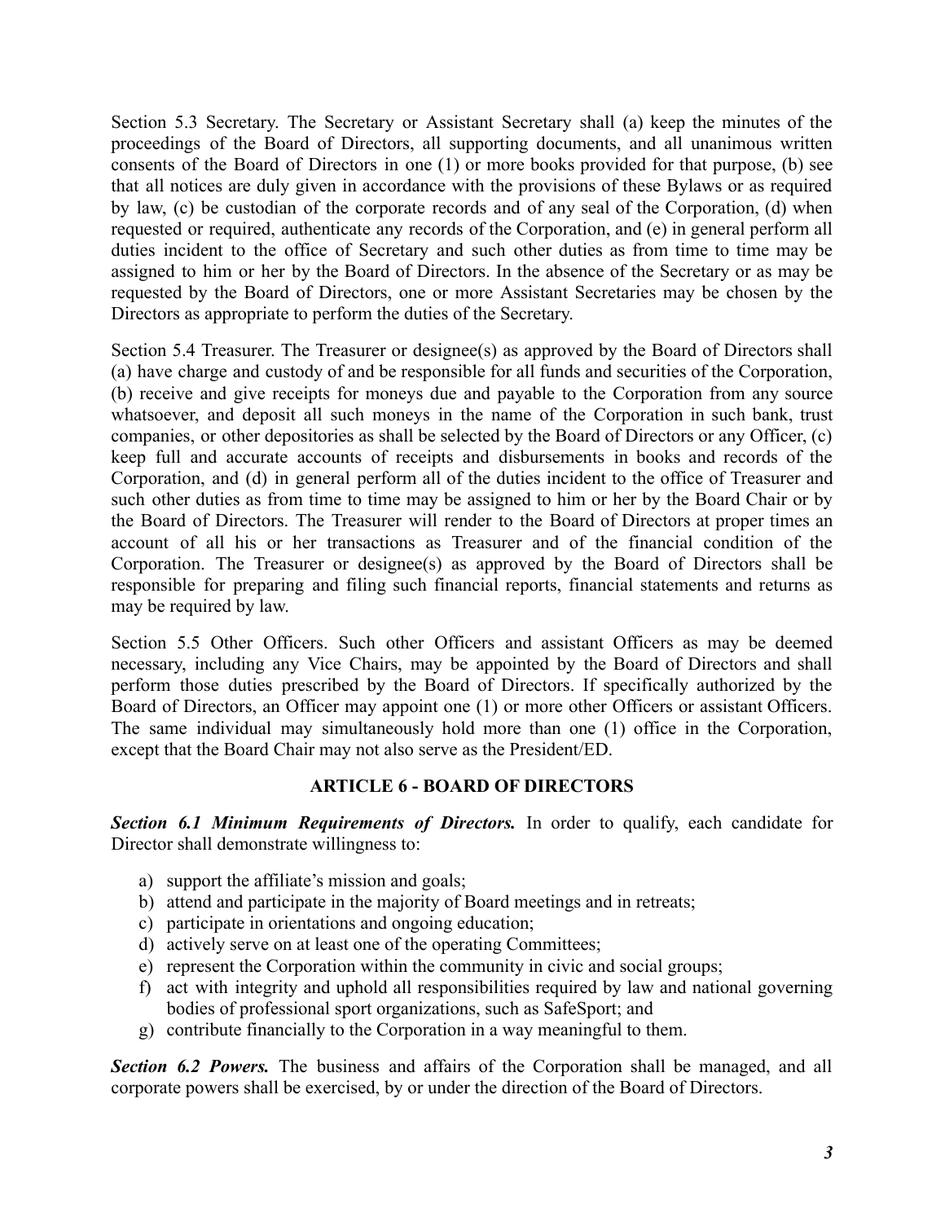Section 5.3 Secretary. The Secretary or Assistant Secretary shall (a) keep the minutes of the proceedings of the Board of Directors, all supporting documents, and all unanimous written consents of the Board of Directors in one (1) or more books provided for that purpose, (b) see that all notices are duly given in accordance with the provisions of these Bylaws or as required by law, (c) be custodian of the corporate records and of any seal of the Corporation, (d) when requested or required, authenticate any records of the Corporation, and (e) in general perform all duties incident to the office of Secretary and such other duties as from time to time may be assigned to him or her by the Board of Directors. In the absence of the Secretary or as may be requested by the Board of Directors, one or more Assistant Secretaries may be chosen by the Directors as appropriate to perform the duties of the Secretary.

Section 5.4 Treasurer. The Treasurer or designee(s) as approved by the Board of Directors shall (a) have charge and custody of and be responsible for all funds and securities of the Corporation, (b) receive and give receipts for moneys due and payable to the Corporation from any source whatsoever, and deposit all such moneys in the name of the Corporation in such bank, trust companies, or other depositories as shall be selected by the Board of Directors or any Officer, (c) keep full and accurate accounts of receipts and disbursements in books and records of the Corporation, and (d) in general perform all of the duties incident to the office of Treasurer and such other duties as from time to time may be assigned to him or her by the Board Chair or by the Board of Directors. The Treasurer will render to the Board of Directors at proper times an account of all his or her transactions as Treasurer and of the financial condition of the Corporation. The Treasurer or designee(s) as approved by the Board of Directors shall be responsible for preparing and filing such financial reports, financial statements and returns as may be required by law.

Section 5.5 Other Officers. Such other Officers and assistant Officers as may be deemed necessary, including any Vice Chairs, may be appointed by the Board of Directors and shall perform those duties prescribed by the Board of Directors. If specifically authorized by the Board of Directors, an Officer may appoint one (1) or more other Officers or assistant Officers. The same individual may simultaneously hold more than one (1) office in the Corporation, except that the Board Chair may not also serve as the President/ED.

## ARTICLE 6 - BOARD OF DIRECTORS

***Section 6.1 Minimum Requirements of Directors.*** In order to qualify, each candidate for Director shall demonstrate willingness to:

a) support the affiliate's mission and goals;
b) attend and participate in the majority of Board meetings and in retreats;
c) participate in orientations and ongoing education;
d) actively serve on at least one of the operating Committees;
e) represent the Corporation within the community in civic and social groups;
f) act with integrity and uphold all responsibilities required by law and national governing bodies of professional sport organizations, such as SafeSport; and
g) contribute financially to the Corporation in a way meaningful to them.

***Section 6.2 Powers.*** The business and affairs of the Corporation shall be managed, and all corporate powers shall be exercised, by or under the direction of the Board of Directors.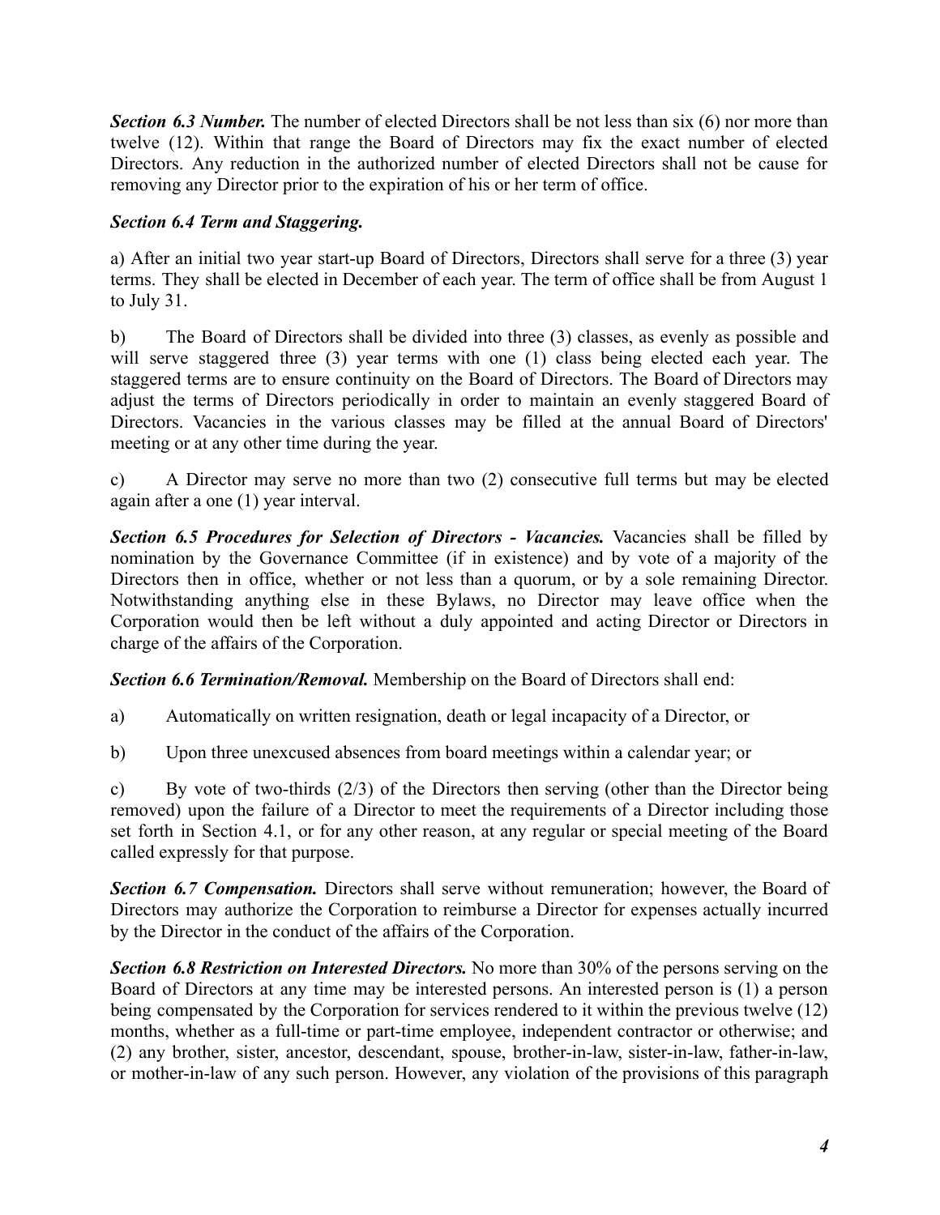***Section 6.3 Number.*** The number of elected Directors shall be not less than six (6) nor more than twelve (12). Within that range the Board of Directors may fix the exact number of elected Directors. Any reduction in the authorized number of elected Directors shall not be cause for removing any Director prior to the expiration of his or her term of office.

***Section 6.4 Term and Staggering.***

a) After an initial two year start-up Board of Directors, Directors shall serve for a three (3) year terms. They shall be elected in December of each year. The term of office shall be from August 1 to July 31.

b) The Board of Directors shall be divided into three (3) classes, as evenly as possible and will serve staggered three (3) year terms with one (1) class being elected each year. The staggered terms are to ensure continuity on the Board of Directors. The Board of Directors may adjust the terms of Directors periodically in order to maintain an evenly staggered Board of Directors. Vacancies in the various classes may be filled at the annual Board of Directors' meeting or at any other time during the year.

c) A Director may serve no more than two (2) consecutive full terms but may be elected again after a one (1) year interval.

***Section 6.5 Procedures for Selection of Directors - Vacancies.*** Vacancies shall be filled by nomination by the Governance Committee (if in existence) and by vote of a majority of the Directors then in office, whether or not less than a quorum, or by a sole remaining Director. Notwithstanding anything else in these Bylaws, no Director may leave office when the Corporation would then be left without a duly appointed and acting Director or Directors in charge of the affairs of the Corporation.

***Section 6.6 Termination/Removal.*** Membership on the Board of Directors shall end:

a) Automatically on written resignation, death or legal incapacity of a Director, or

b) Upon three unexcused absences from board meetings within a calendar year; or

c) By vote of two-thirds (2/3) of the Directors then serving (other than the Director being removed) upon the failure of a Director to meet the requirements of a Director including those set forth in Section 4.1, or for any other reason, at any regular or special meeting of the Board called expressly for that purpose.

***Section 6.7 Compensation.*** Directors shall serve without remuneration; however, the Board of Directors may authorize the Corporation to reimburse a Director for expenses actually incurred by the Director in the conduct of the affairs of the Corporation.

***Section 6.8 Restriction on Interested Directors.*** No more than 30% of the persons serving on the Board of Directors at any time may be interested persons. An interested person is (1) a person being compensated by the Corporation for services rendered to it within the previous twelve (12) months, whether as a full-time or part-time employee, independent contractor or otherwise; and (2) any brother, sister, ancestor, descendant, spouse, brother-in-law, sister-in-law, father-in-law, or mother-in-law of any such person. However, any violation of the provisions of this paragraph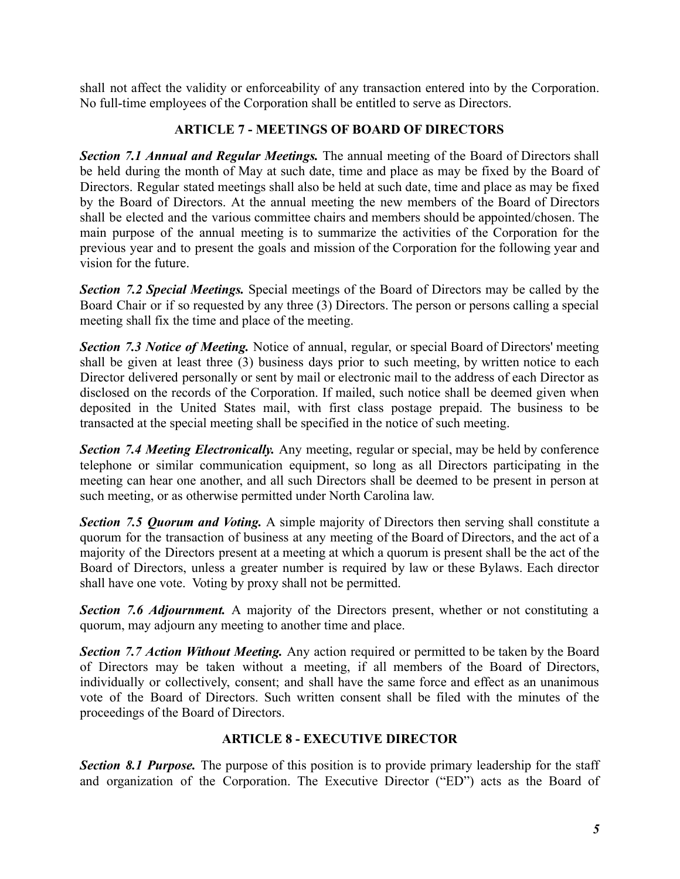shall not affect the validity or enforceability of any transaction entered into by the Corporation. No full-time employees of the Corporation shall be entitled to serve as Directors.

## ARTICLE 7 - MEETINGS OF BOARD OF DIRECTORS

***Section 7.1 Annual and Regular Meetings.*** The annual meeting of the Board of Directors shall be held during the month of May at such date, time and place as may be fixed by the Board of Directors. Regular stated meetings shall also be held at such date, time and place as may be fixed by the Board of Directors. At the annual meeting the new members of the Board of Directors shall be elected and the various committee chairs and members should be appointed/chosen. The main purpose of the annual meeting is to summarize the activities of the Corporation for the previous year and to present the goals and mission of the Corporation for the following year and vision for the future.

***Section 7.2 Special Meetings.*** Special meetings of the Board of Directors may be called by the Board Chair or if so requested by any three (3) Directors. The person or persons calling a special meeting shall fix the time and place of the meeting.

***Section 7.3 Notice of Meeting.*** Notice of annual, regular, or special Board of Directors' meeting shall be given at least three (3) business days prior to such meeting, by written notice to each Director delivered personally or sent by mail or electronic mail to the address of each Director as disclosed on the records of the Corporation. If mailed, such notice shall be deemed given when deposited in the United States mail, with first class postage prepaid. The business to be transacted at the special meeting shall be specified in the notice of such meeting.

***Section 7.4 Meeting Electronically.*** Any meeting, regular or special, may be held by conference telephone or similar communication equipment, so long as all Directors participating in the meeting can hear one another, and all such Directors shall be deemed to be present in person at such meeting, or as otherwise permitted under North Carolina law.

***Section 7.5 Quorum and Voting.*** A simple majority of Directors then serving shall constitute a quorum for the transaction of business at any meeting of the Board of Directors, and the act of a majority of the Directors present at a meeting at which a quorum is present shall be the act of the Board of Directors, unless a greater number is required by law or these Bylaws. Each director shall have one vote. Voting by proxy shall not be permitted.

***Section 7.6 Adjournment.*** A majority of the Directors present, whether or not constituting a quorum, may adjourn any meeting to another time and place.

***Section 7.7 Action Without Meeting.*** Any action required or permitted to be taken by the Board of Directors may be taken without a meeting, if all members of the Board of Directors, individually or collectively, consent; and shall have the same force and effect as an unanimous vote of the Board of Directors. Such written consent shall be filed with the minutes of the proceedings of the Board of Directors.

## ARTICLE 8 - EXECUTIVE DIRECTOR

***Section 8.1 Purpose.*** The purpose of this position is to provide primary leadership for the staff and organization of the Corporation. The Executive Director ("ED") acts as the Board of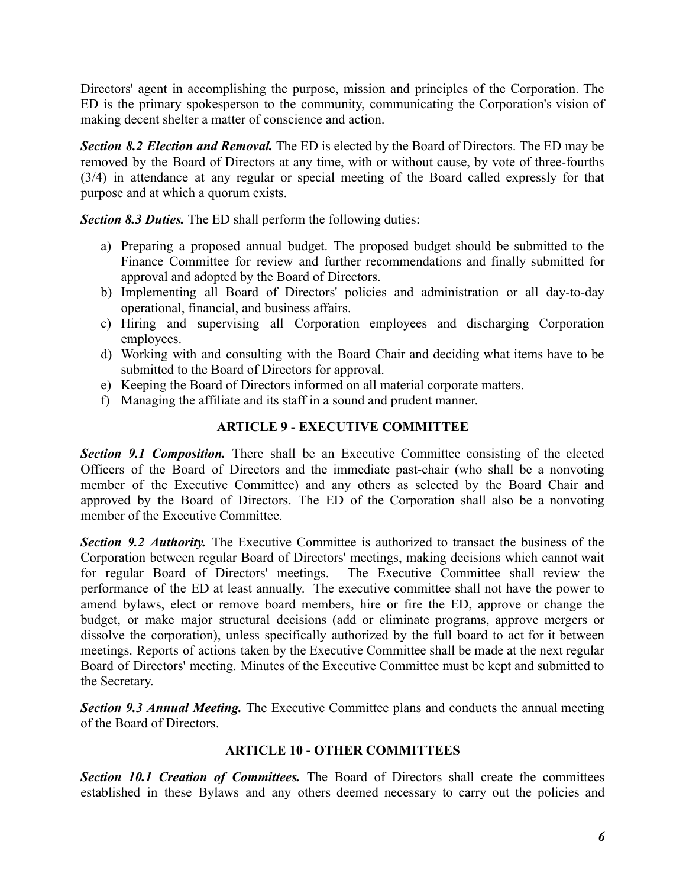Directors' agent in accomplishing the purpose, mission and principles of the Corporation. The ED is the primary spokesperson to the community, communicating the Corporation's vision of making decent shelter a matter of conscience and action.

***Section 8.2 Election and Removal.*** The ED is elected by the Board of Directors. The ED may be removed by the Board of Directors at any time, with or without cause, by vote of three-fourths (3/4) in attendance at any regular or special meeting of the Board called expressly for that purpose and at which a quorum exists.

***Section 8.3 Duties.*** The ED shall perform the following duties:

a) Preparing a proposed annual budget. The proposed budget should be submitted to the Finance Committee for review and further recommendations and finally submitted for approval and adopted by the Board of Directors.
b) Implementing all Board of Directors' policies and administration or all day-to-day operational, financial, and business affairs.
c) Hiring and supervising all Corporation employees and discharging Corporation employees.
d) Working with and consulting with the Board Chair and deciding what items have to be submitted to the Board of Directors for approval.
e) Keeping the Board of Directors informed on all material corporate matters.
f) Managing the affiliate and its staff in a sound and prudent manner.

## ARTICLE 9 - EXECUTIVE COMMITTEE

***Section 9.1 Composition.*** There shall be an Executive Committee consisting of the elected Officers of the Board of Directors and the immediate past-chair (who shall be a nonvoting member of the Executive Committee) and any others as selected by the Board Chair and approved by the Board of Directors. The ED of the Corporation shall also be a nonvoting member of the Executive Committee.

***Section 9.2 Authority.*** The Executive Committee is authorized to transact the business of the Corporation between regular Board of Directors' meetings, making decisions which cannot wait for regular Board of Directors' meetings. The Executive Committee shall review the performance of the ED at least annually. The executive committee shall not have the power to amend bylaws, elect or remove board members, hire or fire the ED, approve or change the budget, or make major structural decisions (add or eliminate programs, approve mergers or dissolve the corporation), unless specifically authorized by the full board to act for it between meetings. Reports of actions taken by the Executive Committee shall be made at the next regular Board of Directors' meeting. Minutes of the Executive Committee must be kept and submitted to the Secretary.

***Section 9.3 Annual Meeting.*** The Executive Committee plans and conducts the annual meeting of the Board of Directors.

## ARTICLE 10 - OTHER COMMITTEES

***Section 10.1 Creation of Committees.*** The Board of Directors shall create the committees established in these Bylaws and any others deemed necessary to carry out the policies and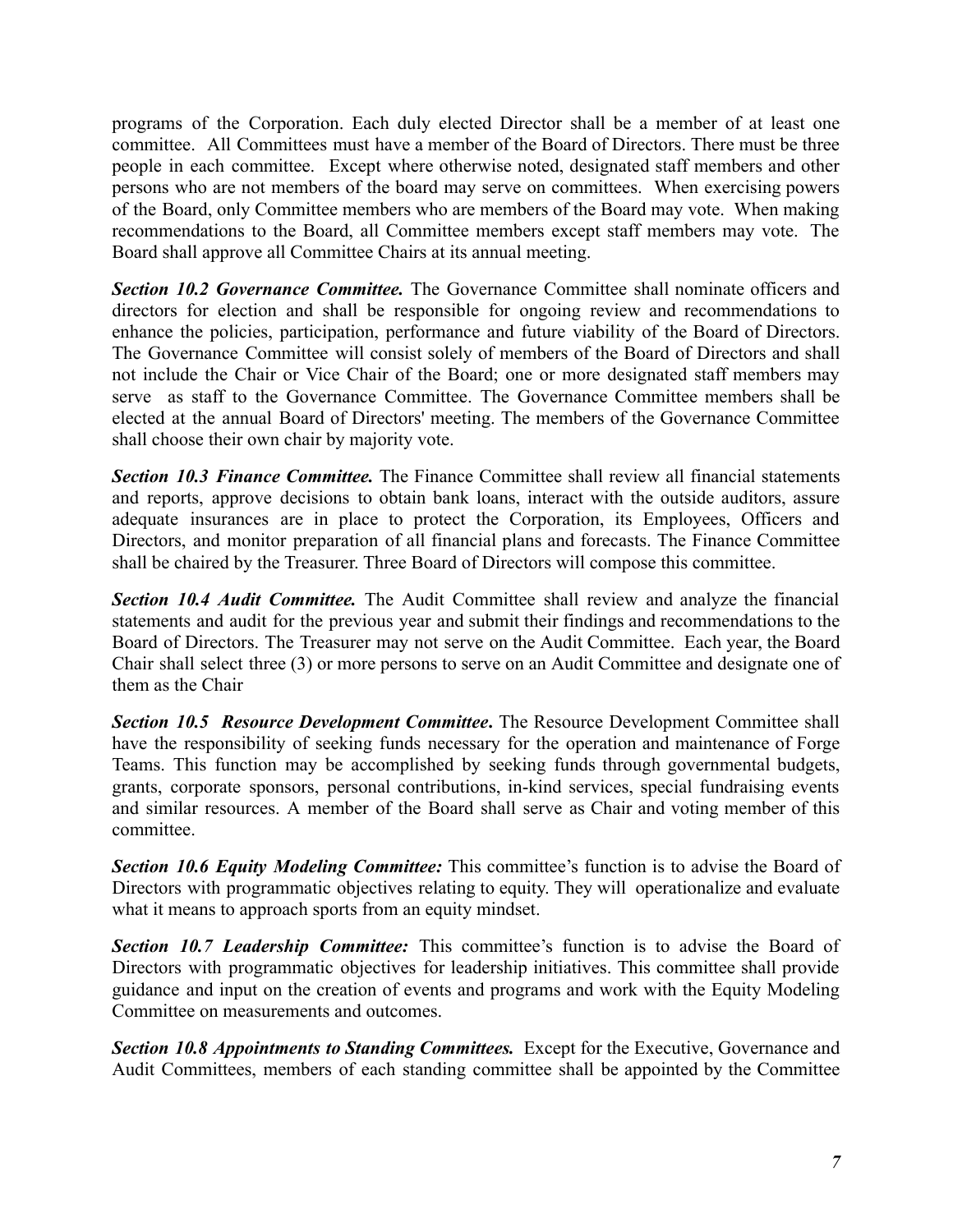programs of the Corporation. Each duly elected Director shall be a member of at least one committee. All Committees must have a member of the Board of Directors. There must be three people in each committee. Except where otherwise noted, designated staff members and other persons who are not members of the board may serve on committees. When exercising powers of the Board, only Committee members who are members of the Board may vote. When making recommendations to the Board, all Committee members except staff members may vote. The Board shall approve all Committee Chairs at its annual meeting.

***Section 10.2 Governance Committee.*** The Governance Committee shall nominate officers and directors for election and shall be responsible for ongoing review and recommendations to enhance the policies, participation, performance and future viability of the Board of Directors. The Governance Committee will consist solely of members of the Board of Directors and shall not include the Chair or Vice Chair of the Board; one or more designated staff members may serve as staff to the Governance Committee. The Governance Committee members shall be elected at the annual Board of Directors' meeting. The members of the Governance Committee shall choose their own chair by majority vote.

***Section 10.3 Finance Committee.*** The Finance Committee shall review all financial statements and reports, approve decisions to obtain bank loans, interact with the outside auditors, assure adequate insurances are in place to protect the Corporation, its Employees, Officers and Directors, and monitor preparation of all financial plans and forecasts. The Finance Committee shall be chaired by the Treasurer. Three Board of Directors will compose this committee.

***Section 10.4 Audit Committee.*** The Audit Committee shall review and analyze the financial statements and audit for the previous year and submit their findings and recommendations to the Board of Directors. The Treasurer may not serve on the Audit Committee. Each year, the Board Chair shall select three (3) or more persons to serve on an Audit Committee and designate one of them as the Chair

***Section 10.5 Resource Development Committee*****.** The Resource Development Committee shall have the responsibility of seeking funds necessary for the operation and maintenance of Forge Teams. This function may be accomplished by seeking funds through governmental budgets, grants, corporate sponsors, personal contributions, in-kind services, special fundraising events and similar resources. A member of the Board shall serve as Chair and voting member of this committee.

***Section 10.6 Equity Modeling Committee:*** This committee's function is to advise the Board of Directors with programmatic objectives relating to equity. They will operationalize and evaluate what it means to approach sports from an equity mindset.

***Section 10.7 Leadership Committee:*** This committee's function is to advise the Board of Directors with programmatic objectives for leadership initiatives. This committee shall provide guidance and input on the creation of events and programs and work with the Equity Modeling Committee on measurements and outcomes.

***Section 10.8 Appointments to Standing Committees.*** Except for the Executive, Governance and Audit Committees, members of each standing committee shall be appointed by the Committee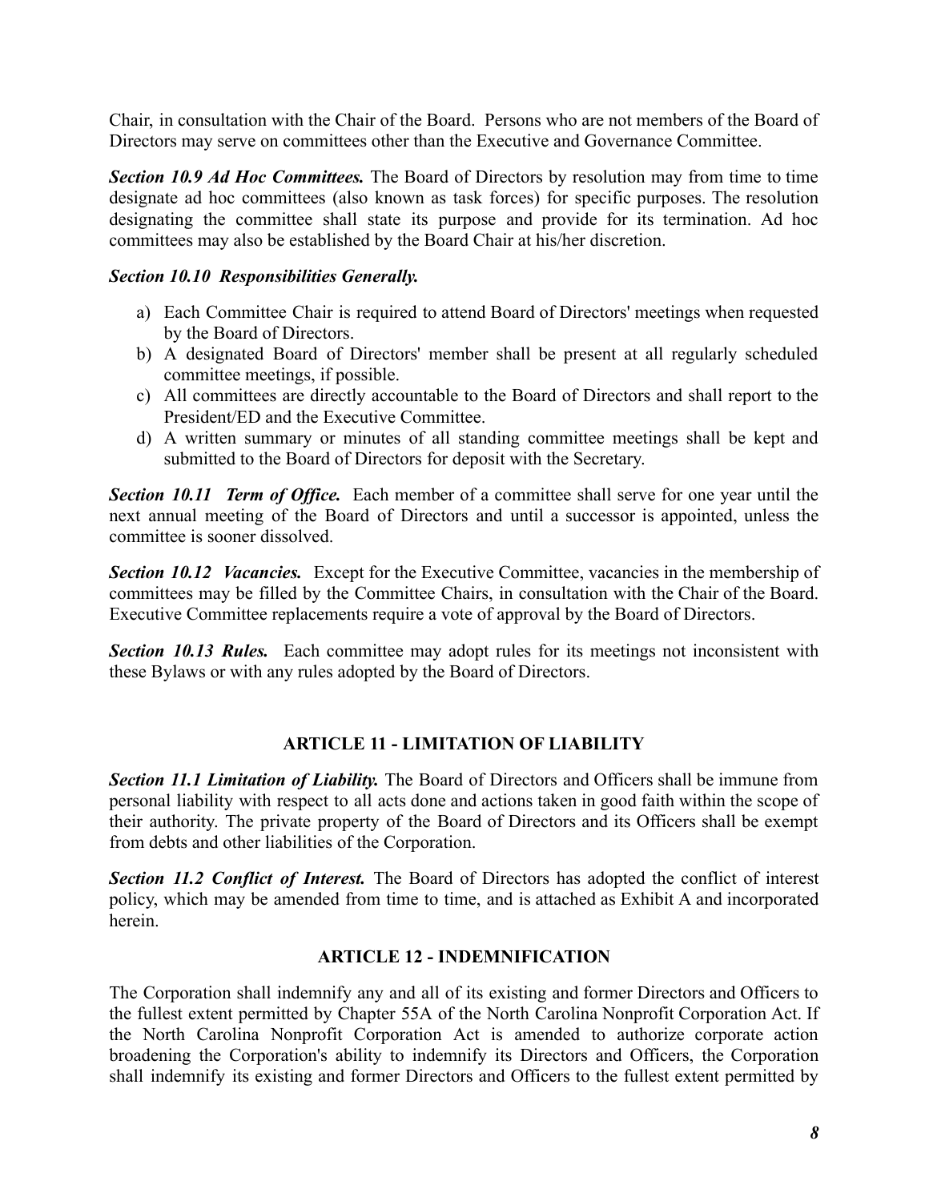Chair, in consultation with the Chair of the Board. Persons who are not members of the Board of Directors may serve on committees other than the Executive and Governance Committee.

***Section 10.9 Ad Hoc Committees.*** The Board of Directors by resolution may from time to time designate ad hoc committees (also known as task forces) for specific purposes. The resolution designating the committee shall state its purpose and provide for its termination. Ad hoc committees may also be established by the Board Chair at his/her discretion.

***Section 10.10 Responsibilities Generally.***

a) Each Committee Chair is required to attend Board of Directors' meetings when requested by the Board of Directors.
b) A designated Board of Directors' member shall be present at all regularly scheduled committee meetings, if possible.
c) All committees are directly accountable to the Board of Directors and shall report to the President/ED and the Executive Committee.
d) A written summary or minutes of all standing committee meetings shall be kept and submitted to the Board of Directors for deposit with the Secretary.

***Section 10.11 Term of Office.*** Each member of a committee shall serve for one year until the next annual meeting of the Board of Directors and until a successor is appointed, unless the committee is sooner dissolved.

***Section 10.12 Vacancies.*** Except for the Executive Committee, vacancies in the membership of committees may be filled by the Committee Chairs, in consultation with the Chair of the Board. Executive Committee replacements require a vote of approval by the Board of Directors.

***Section 10.13 Rules.*** Each committee may adopt rules for its meetings not inconsistent with these Bylaws or with any rules adopted by the Board of Directors.

## ARTICLE 11 - LIMITATION OF LIABILITY

***Section 11.1 Limitation of Liability.*** The Board of Directors and Officers shall be immune from personal liability with respect to all acts done and actions taken in good faith within the scope of their authority. The private property of the Board of Directors and its Officers shall be exempt from debts and other liabilities of the Corporation.

***Section 11.2 Conflict of Interest.*** The Board of Directors has adopted the conflict of interest policy, which may be amended from time to time, and is attached as Exhibit A and incorporated herein.

## ARTICLE 12 - INDEMNIFICATION

The Corporation shall indemnify any and all of its existing and former Directors and Officers to the fullest extent permitted by Chapter 55A of the North Carolina Nonprofit Corporation Act. If the North Carolina Nonprofit Corporation Act is amended to authorize corporate action broadening the Corporation's ability to indemnify its Directors and Officers, the Corporation shall indemnify its existing and former Directors and Officers to the fullest extent permitted by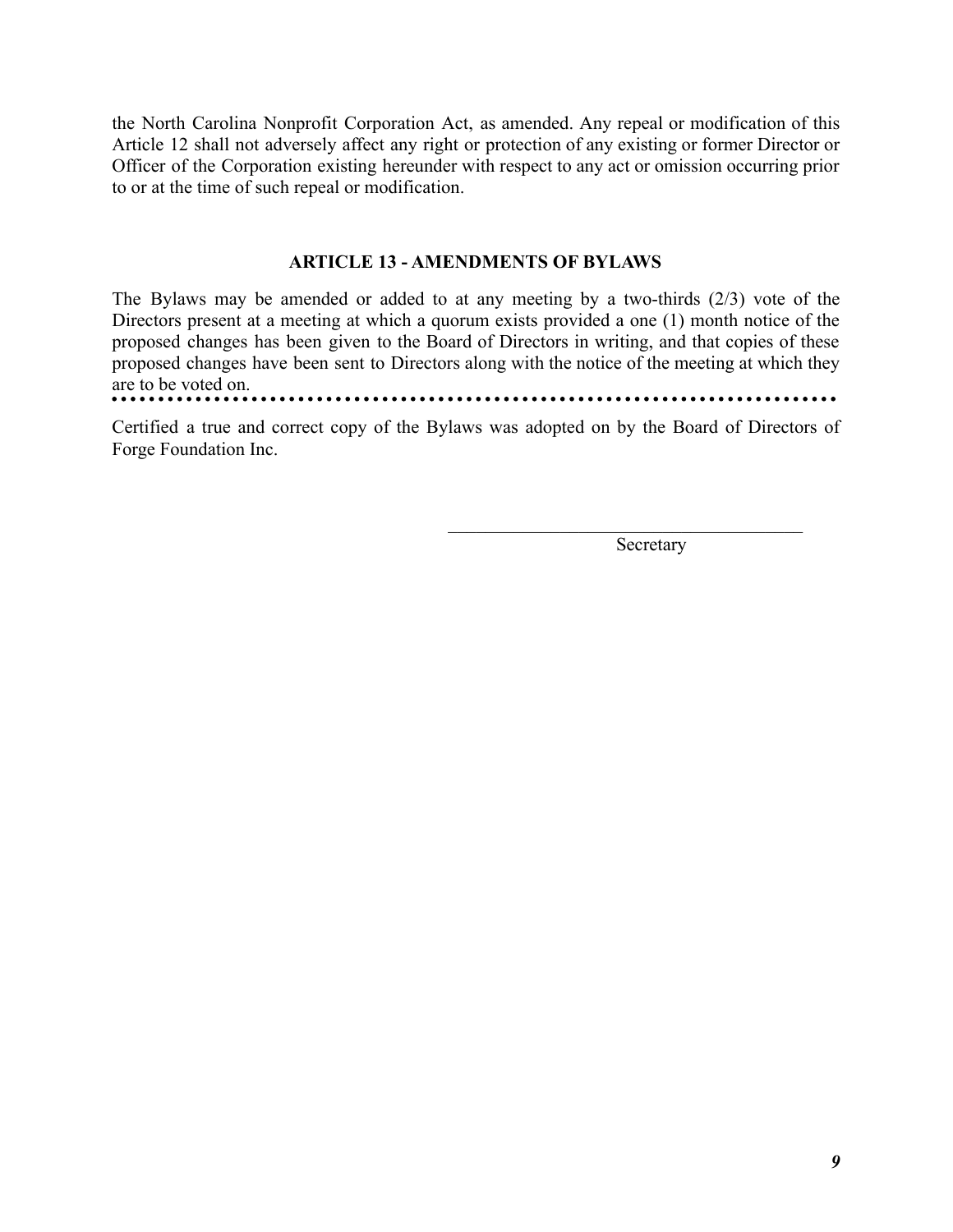the North Carolina Nonprofit Corporation Act, as amended. Any repeal or modification of this Article 12 shall not adversely affect any right or protection of any existing or former Director or Officer of the Corporation existing hereunder with respect to any act or omission occurring prior to or at the time of such repeal or modification.

### ARTICLE 13 - AMENDMENTS OF BYLAWS

The Bylaws may be amended or added to at any meeting by a two-thirds (2/3) vote of the Directors present at a meeting at which a quorum exists provided a one (1) month notice of the proposed changes has been given to the Board of Directors in writing, and that copies of these proposed changes have been sent to Directors along with the notice of the meeting at which they are to be voted on.

Certified a true and correct copy of the Bylaws was adopted on by the Board of Directors of Forge Foundation Inc.

\_\_\_\_\_\_\_\_\_\_\_\_\_\_\_\_\_\_\_\_\_\_\_\_\_\_\_\_\_\_\_\_\_\_\_\_\_\_\_\_

Secretary